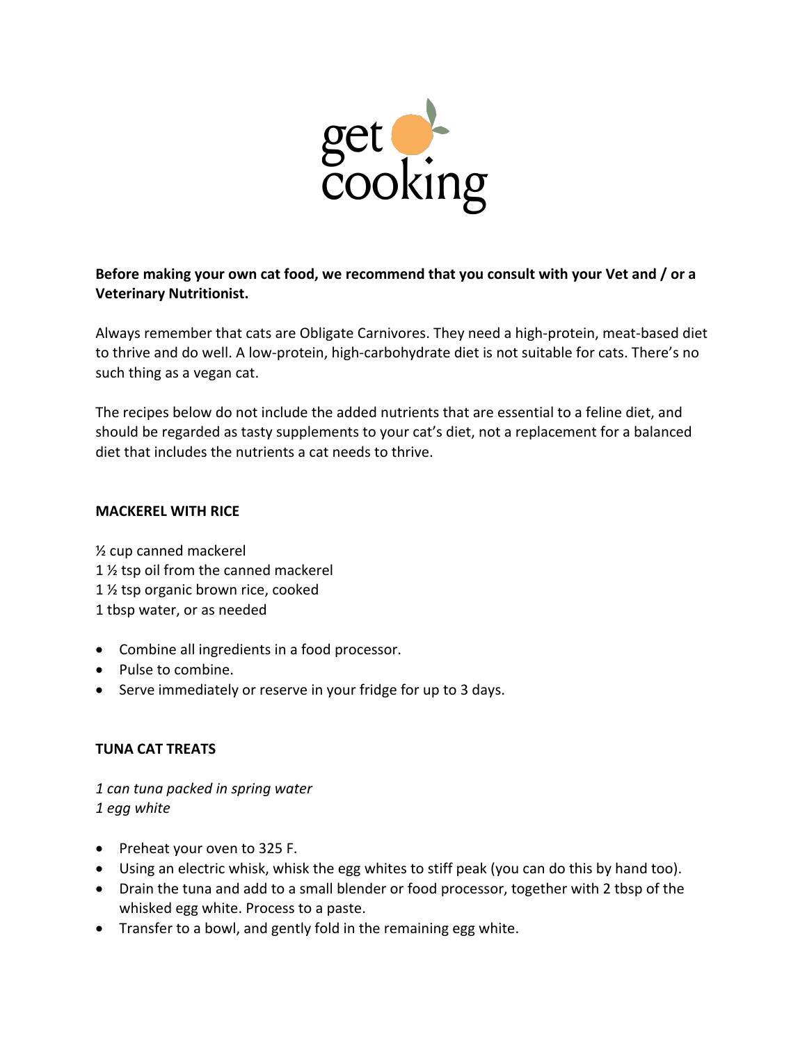get cooking

**Before making your own cat food, we recommend that you consult with your Vet and / or a Veterinary Nutritionist.**

Always remember that cats are Obligate Carnivores. They need a high-protein, meat-based diet to thrive and do well. A low-protein, high-carbohydrate diet is not suitable for cats. There's no such thing as a vegan cat.

The recipes below do not include the added nutrients that are essential to a feline diet, and should be regarded as tasty supplements to your cat's diet, not a replacement for a balanced diet that includes the nutrients a cat needs to thrive.

**MACKEREL WITH RICE**

½ cup canned mackerel
1 ½ tsp oil from the canned mackerel
1 ½ tsp organic brown rice, cooked
1 tbsp water, or as needed

- Combine all ingredients in a food processor.
- Pulse to combine.
- Serve immediately or reserve in your fridge for up to 3 days.

**TUNA CAT TREATS**

*1 can tuna packed in spring water*
*1 egg white*

- Preheat your oven to 325 F.
- Using an electric whisk, whisk the egg whites to stiff peak (you can do this by hand too).
- Drain the tuna and add to a small blender or food processor, together with 2 tbsp of the whisked egg white. Process to a paste.
- Transfer to a bowl, and gently fold in the remaining egg white.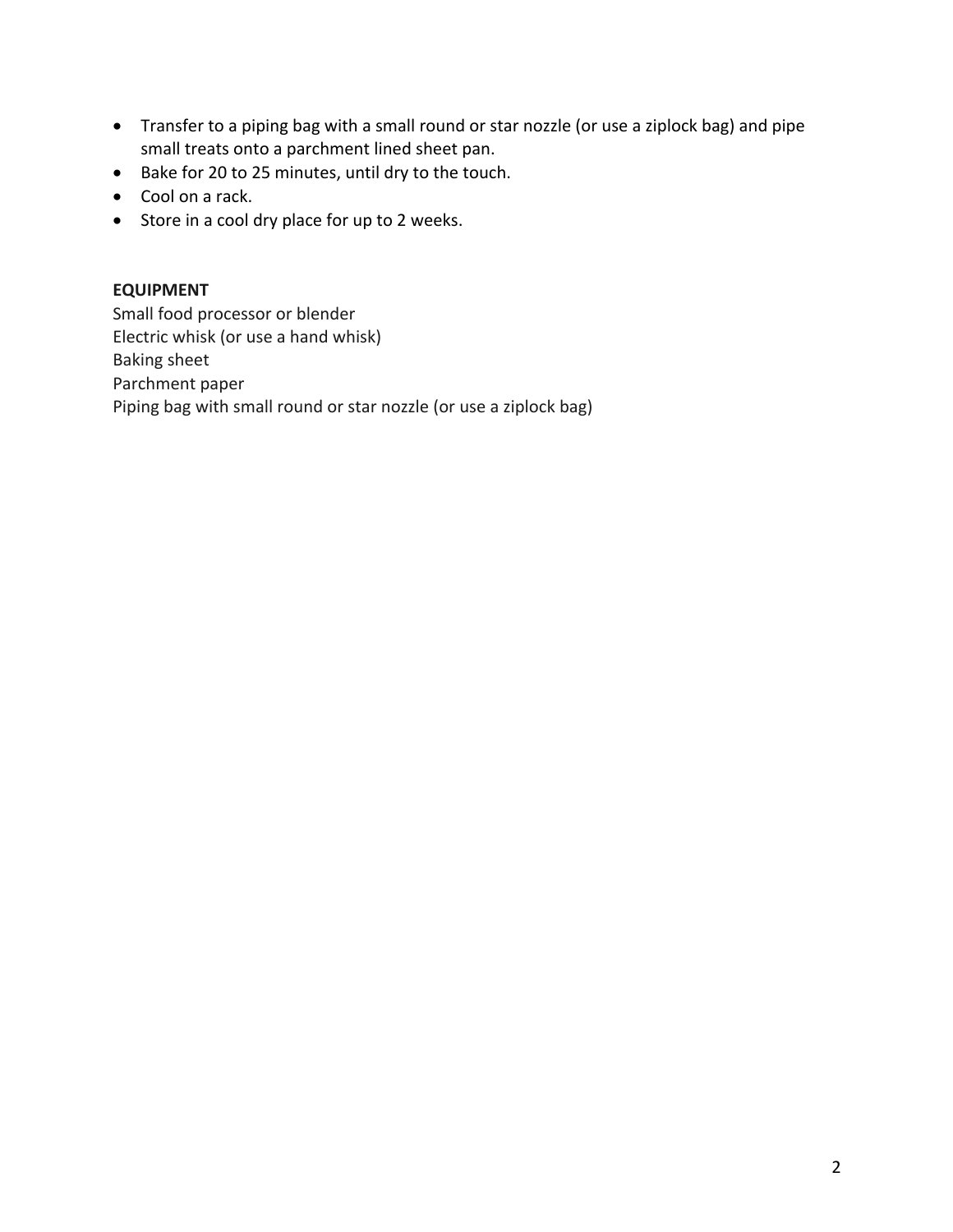- Transfer to a piping bag with a small round or star nozzle (or use a ziplock bag) and pipe small treats onto a parchment lined sheet pan.
- Bake for 20 to 25 minutes, until dry to the touch.
- Cool on a rack.
- Store in a cool dry place for up to 2 weeks.

**EQUIPMENT**

Small food processor or blender
Electric whisk (or use a hand whisk)
Baking sheet
Parchment paper
Piping bag with small round or star nozzle (or use a ziplock bag)